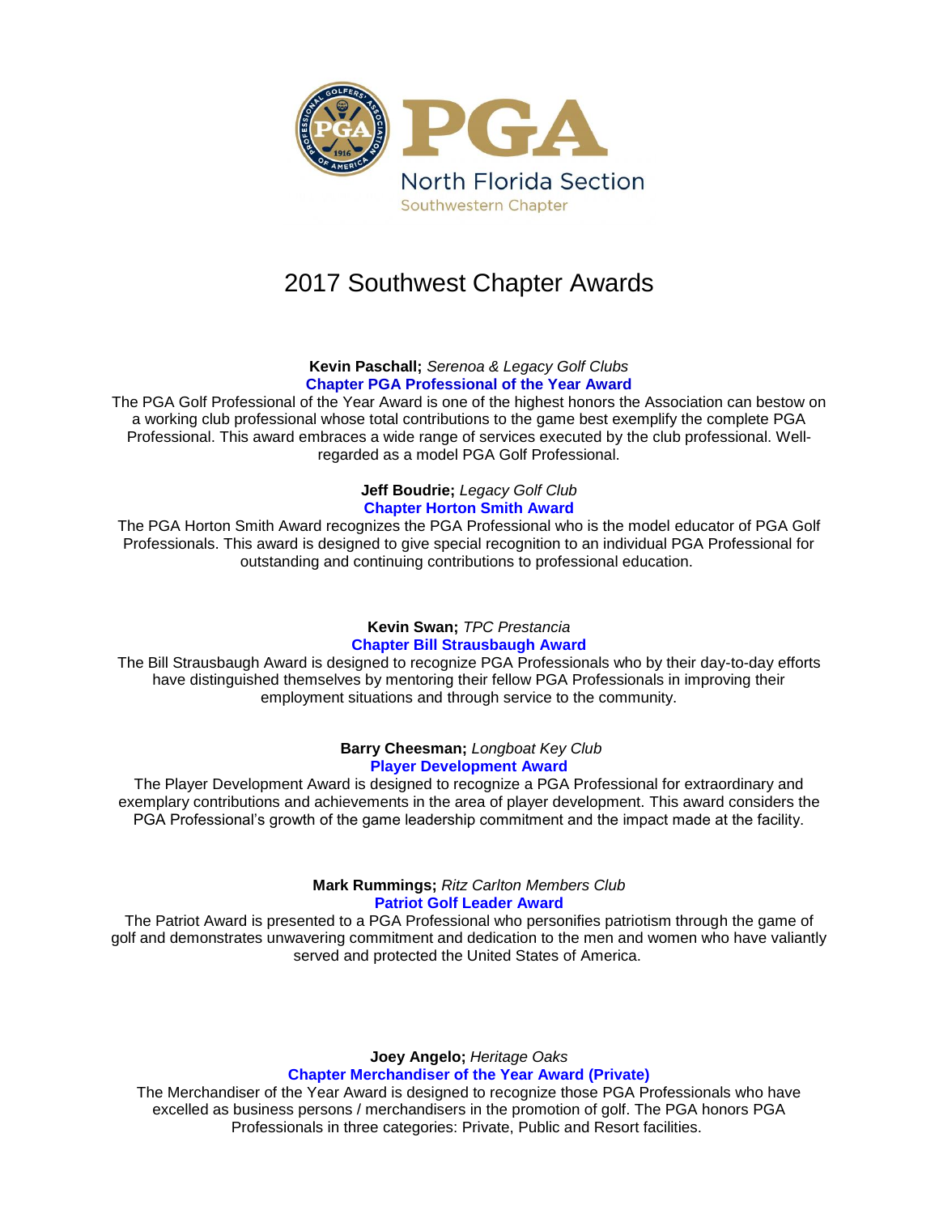PGA

North Florida Section

Southwestern Chapter

# 2017 Southwest Chapter Awards

**Kevin Paschall;** *Serenoa & Legacy Golf Clubs*

**Chapter PGA Professional of the Year Award**

The PGA Golf Professional of the Year Award is one of the highest honors the Association can bestow on a working club professional whose total contributions to the game best exemplify the complete PGA Professional. This award embraces a wide range of services executed by the club professional. Well-regarded as a model PGA Golf Professional.

**Jeff Boudrie;** *Legacy Golf Club*

**Chapter Horton Smith Award**

The PGA Horton Smith Award recognizes the PGA Professional who is the model educator of PGA Golf Professionals. This award is designed to give special recognition to an individual PGA Professional for outstanding and continuing contributions to professional education.

**Kevin Swan;** *TPC Prestancia*

**Chapter Bill Strausbaugh Award**

The Bill Strausbaugh Award is designed to recognize PGA Professionals who by their day-to-day efforts have distinguished themselves by mentoring their fellow PGA Professionals in improving their employment situations and through service to the community.

**Barry Cheesman;** *Longboat Key Club*

**Player Development Award**

The Player Development Award is designed to recognize a PGA Professional for extraordinary and exemplary contributions and achievements in the area of player development. This award considers the PGA Professional's growth of the game leadership commitment and the impact made at the facility.

**Mark Rummings;** *Ritz Carlton Members Club*

**Patriot Golf Leader Award**

The Patriot Award is presented to a PGA Professional who personifies patriotism through the game of golf and demonstrates unwavering commitment and dedication to the men and women who have valiantly served and protected the United States of America.

**Joey Angelo;** *Heritage Oaks*

**Chapter Merchandiser of the Year Award (Private)**

The Merchandiser of the Year Award is designed to recognize those PGA Professionals who have excelled as business persons / merchandisers in the promotion of golf. The PGA honors PGA Professionals in three categories: Private, Public and Resort facilities.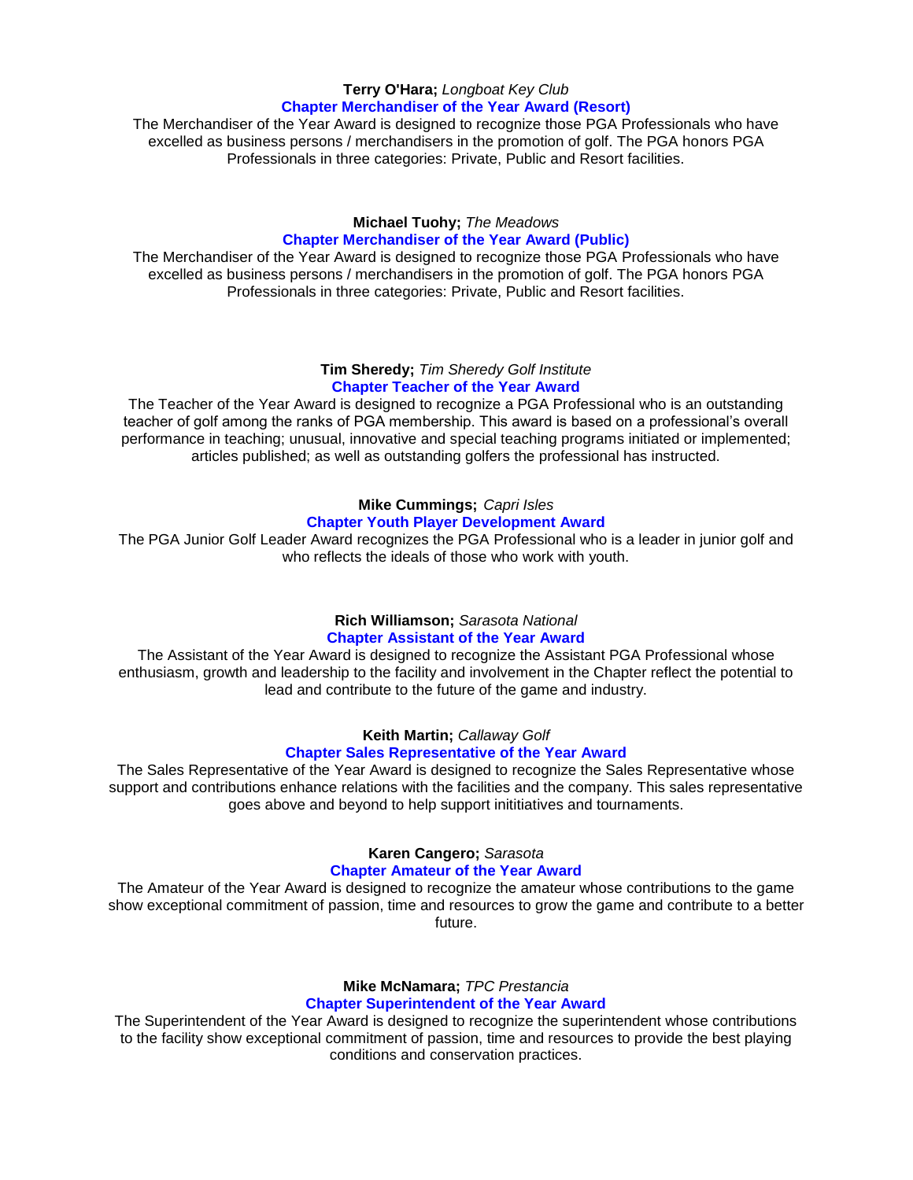**Terry O'Hara;** *Longboat Key Club*

**Chapter Merchandiser of the Year Award (Resort)**

The Merchandiser of the Year Award is designed to recognize those PGA Professionals who have excelled as business persons / merchandisers in the promotion of golf. The PGA honors PGA Professionals in three categories: Private, Public and Resort facilities.

**Michael Tuohy;** *The Meadows*

**Chapter Merchandiser of the Year Award (Public)**

The Merchandiser of the Year Award is designed to recognize those PGA Professionals who have excelled as business persons / merchandisers in the promotion of golf. The PGA honors PGA Professionals in three categories: Private, Public and Resort facilities.

**Tim Sheredy;** *Tim Sheredy Golf Institute*

**Chapter Teacher of the Year Award**

The Teacher of the Year Award is designed to recognize a PGA Professional who is an outstanding teacher of golf among the ranks of PGA membership. This award is based on a professional's overall performance in teaching; unusual, innovative and special teaching programs initiated or implemented; articles published; as well as outstanding golfers the professional has instructed.

**Mike Cummings;** *Capri Isles*

**Chapter Youth Player Development Award**

The PGA Junior Golf Leader Award recognizes the PGA Professional who is a leader in junior golf and who reflects the ideals of those who work with youth.

**Rich Williamson;** *Sarasota National*

**Chapter Assistant of the Year Award**

The Assistant of the Year Award is designed to recognize the Assistant PGA Professional whose enthusiasm, growth and leadership to the facility and involvement in the Chapter reflect the potential to lead and contribute to the future of the game and industry.

**Keith Martin;** *Callaway Golf*

**Chapter Sales Representative of the Year Award**

The Sales Representative of the Year Award is designed to recognize the Sales Representative whose support and contributions enhance relations with the facilities and the company. This sales representative goes above and beyond to help support inititiatives and tournaments.

**Karen Cangero;** *Sarasota*

**Chapter Amateur of the Year Award**

The Amateur of the Year Award is designed to recognize the amateur whose contributions to the game show exceptional commitment of passion, time and resources to grow the game and contribute to a better future.

**Mike McNamara;** *TPC Prestancia*

**Chapter Superintendent of the Year Award**

The Superintendent of the Year Award is designed to recognize the superintendent whose contributions to the facility show exceptional commitment of passion, time and resources to provide the best playing conditions and conservation practices.